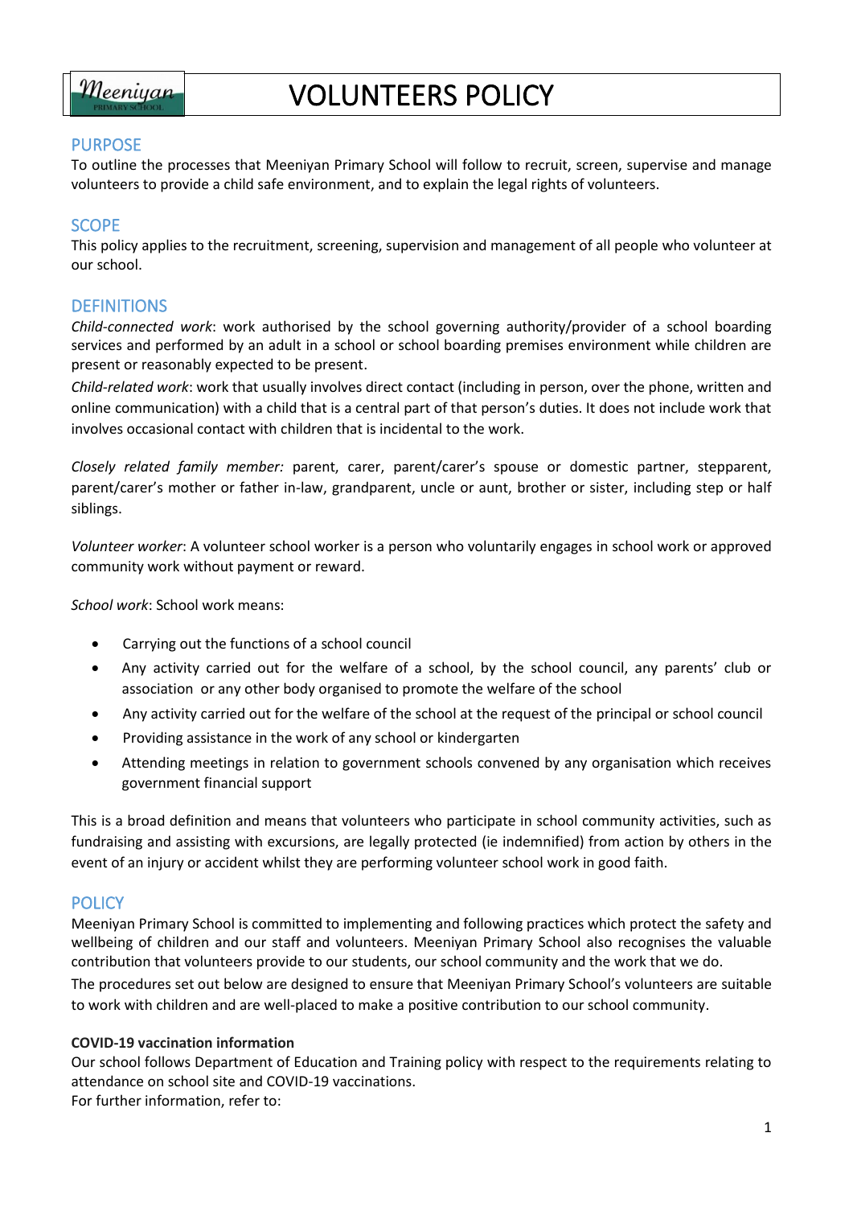# VOLUNTEERS POLICY

## PURPOSE

To outline the processes that Meeniyan Primary School will follow to recruit, screen, supervise and manage volunteers to provide a child safe environment, and to explain the legal rights of volunteers.

## SCOPE

This policy applies to the recruitment, screening, supervision and management of all people who volunteer at our school.

## DEFINITIONS

*Child-connected work*: work authorised by the school governing authority/provider of a school boarding services and performed by an adult in a school or school boarding premises environment while children are present or reasonably expected to be present.

*Child-related work*: work that usually involves direct contact (including in person, over the phone, written and online communication) with a child that is a central part of that person's duties. It does not include work that involves occasional contact with children that is incidental to the work.

*Closely related family member:* parent, carer, parent/carer's spouse or domestic partner, stepparent, parent/carer's mother or father in-law, grandparent, uncle or aunt, brother or sister, including step or half siblings.

*Volunteer worker*: A volunteer school worker is a person who voluntarily engages in school work or approved community work without payment or reward.

*School work*: School work means:

- Carrying out the functions of a school council
- Any activity carried out for the welfare of a school, by the school council, any parents' club or association or any other body organised to promote the welfare of the school
- Any activity carried out for the welfare of the school at the request of the principal or school council
- Providing assistance in the work of any school or kindergarten
- Attending meetings in relation to government schools convened by any organisation which receives government financial support

This is a broad definition and means that volunteers who participate in school community activities, such as fundraising and assisting with excursions, are legally protected (ie indemnified) from action by others in the event of an injury or accident whilst they are performing volunteer school work in good faith.

## POLICY

Meeniyan Primary School is committed to implementing and following practices which protect the safety and wellbeing of children and our staff and volunteers. Meeniyan Primary School also recognises the valuable contribution that volunteers provide to our students, our school community and the work that we do.

The procedures set out below are designed to ensure that Meeniyan Primary School's volunteers are suitable to work with children and are well-placed to make a positive contribution to our school community.

**COVID-19 vaccination information**

Our school follows Department of Education and Training policy with respect to the requirements relating to attendance on school site and COVID-19 vaccinations.

For further information, refer to: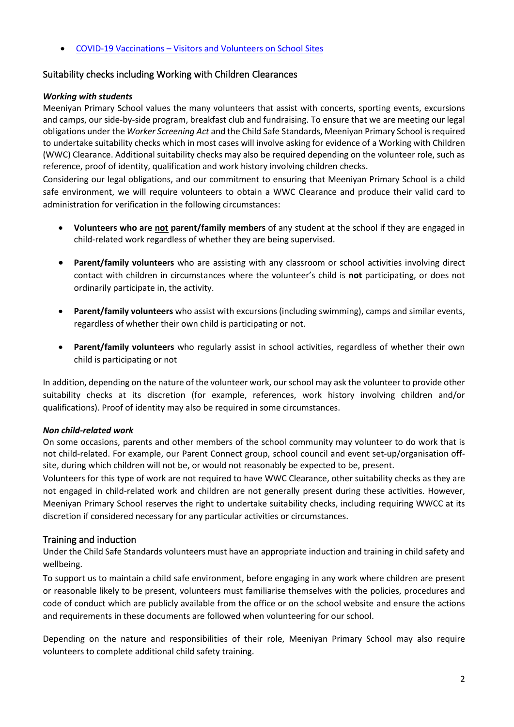- [COVID-19 Vaccinations – Visitors and Volunteers on School Sites]()

## Suitability checks including Working with Children Clearances

***Working with students***

Meeniyan Primary School values the many volunteers that assist with concerts, sporting events, excursions and camps, our side-by-side program, breakfast club and fundraising. To ensure that we are meeting our legal obligations under the *Worker Screening Act* and the Child Safe Standards, Meeniyan Primary School is required to undertake suitability checks which in most cases will involve asking for evidence of a Working with Children (WWC) Clearance. Additional suitability checks may also be required depending on the volunteer role, such as reference, proof of identity, qualification and work history involving children checks.

Considering our legal obligations, and our commitment to ensuring that Meeniyan Primary School is a child safe environment, we will require volunteers to obtain a WWC Clearance and produce their valid card to administration for verification in the following circumstances:

- **Volunteers who are <u>not</u> parent/family members** of any student at the school if they are engaged in child-related work regardless of whether they are being supervised.
- **Parent/family volunteers** who are assisting with any classroom or school activities involving direct contact with children in circumstances where the volunteer's child is **not** participating, or does not ordinarily participate in, the activity.
- **Parent/family volunteers** who assist with excursions (including swimming), camps and similar events, regardless of whether their own child is participating or not.
- **Parent/family volunteers** who regularly assist in school activities, regardless of whether their own child is participating or not

In addition, depending on the nature of the volunteer work, our school may ask the volunteer to provide other suitability checks at its discretion (for example, references, work history involving children and/or qualifications). Proof of identity may also be required in some circumstances.

***Non child-related work***

On some occasions, parents and other members of the school community may volunteer to do work that is not child-related. For example, our Parent Connect group, school council and event set-up/organisation off-site, during which children will not be, or would not reasonably be expected to be, present.

Volunteers for this type of work are not required to have WWC Clearance, other suitability checks as they are not engaged in child-related work and children are not generally present during these activities. However, Meeniyan Primary School reserves the right to undertake suitability checks, including requiring WWCC at its discretion if considered necessary for any particular activities or circumstances.

## Training and induction

Under the Child Safe Standards volunteers must have an appropriate induction and training in child safety and wellbeing.

To support us to maintain a child safe environment, before engaging in any work where children are present or reasonable likely to be present, volunteers must familiarise themselves with the policies, procedures and code of conduct which are publicly available from the office or on the school website and ensure the actions and requirements in these documents are followed when volunteering for our school.

Depending on the nature and responsibilities of their role, Meeniyan Primary School may also require volunteers to complete additional child safety training.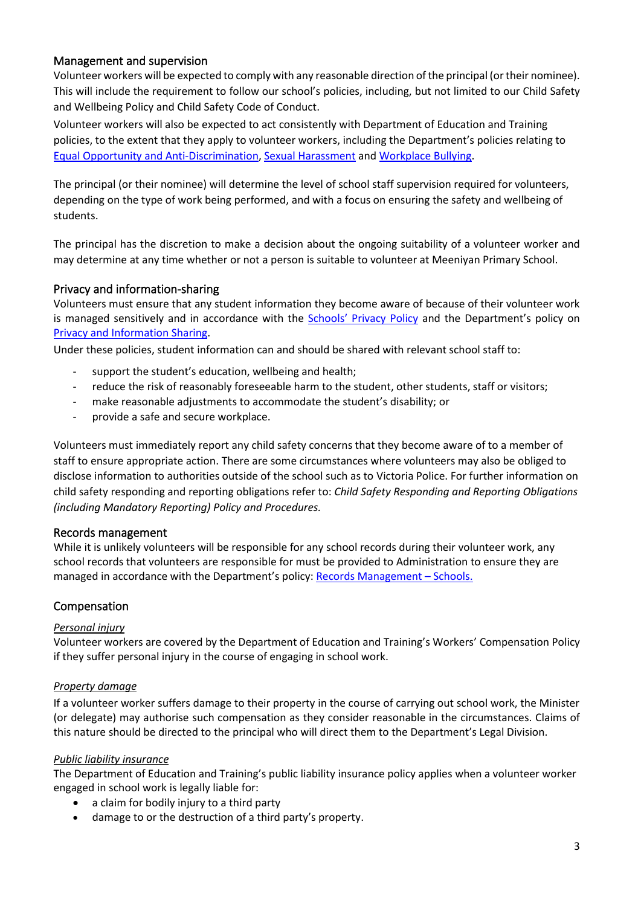## Management and supervision

Volunteer workers will be expected to comply with any reasonable direction of the principal (or their nominee). This will include the requirement to follow our school's policies, including, but not limited to our Child Safety and Wellbeing Policy and Child Safety Code of Conduct.

Volunteer workers will also be expected to act consistently with Department of Education and Training policies, to the extent that they apply to volunteer workers, including the Department's policies relating to Equal Opportunity and Anti-Discrimination, Sexual Harassment and Workplace Bullying.

The principal (or their nominee) will determine the level of school staff supervision required for volunteers, depending on the type of work being performed, and with a focus on ensuring the safety and wellbeing of students.

The principal has the discretion to make a decision about the ongoing suitability of a volunteer worker and may determine at any time whether or not a person is suitable to volunteer at Meeniyan Primary School.

## Privacy and information-sharing

Volunteers must ensure that any student information they become aware of because of their volunteer work is managed sensitively and in accordance with the Schools' Privacy Policy and the Department's policy on Privacy and Information Sharing.

Under these policies, student information can and should be shared with relevant school staff to:

- support the student's education, wellbeing and health;
- reduce the risk of reasonably foreseeable harm to the student, other students, staff or visitors;
- make reasonable adjustments to accommodate the student's disability; or
- provide a safe and secure workplace.

Volunteers must immediately report any child safety concerns that they become aware of to a member of staff to ensure appropriate action. There are some circumstances where volunteers may also be obliged to disclose information to authorities outside of the school such as to Victoria Police. For further information on child safety responding and reporting obligations refer to: *Child Safety Responding and Reporting Obligations (including Mandatory Reporting) Policy and Procedures.*

## Records management

While it is unlikely volunteers will be responsible for any school records during their volunteer work, any school records that volunteers are responsible for must be provided to Administration to ensure they are managed in accordance with the Department's policy: Records Management – Schools.

## Compensation

### *Personal injury*

Volunteer workers are covered by the Department of Education and Training's Workers' Compensation Policy if they suffer personal injury in the course of engaging in school work.

### *Property damage*

If a volunteer worker suffers damage to their property in the course of carrying out school work, the Minister (or delegate) may authorise such compensation as they consider reasonable in the circumstances. Claims of this nature should be directed to the principal who will direct them to the Department's Legal Division.

### *Public liability insurance*

The Department of Education and Training's public liability insurance policy applies when a volunteer worker engaged in school work is legally liable for:

- a claim for bodily injury to a third party
- damage to or the destruction of a third party's property.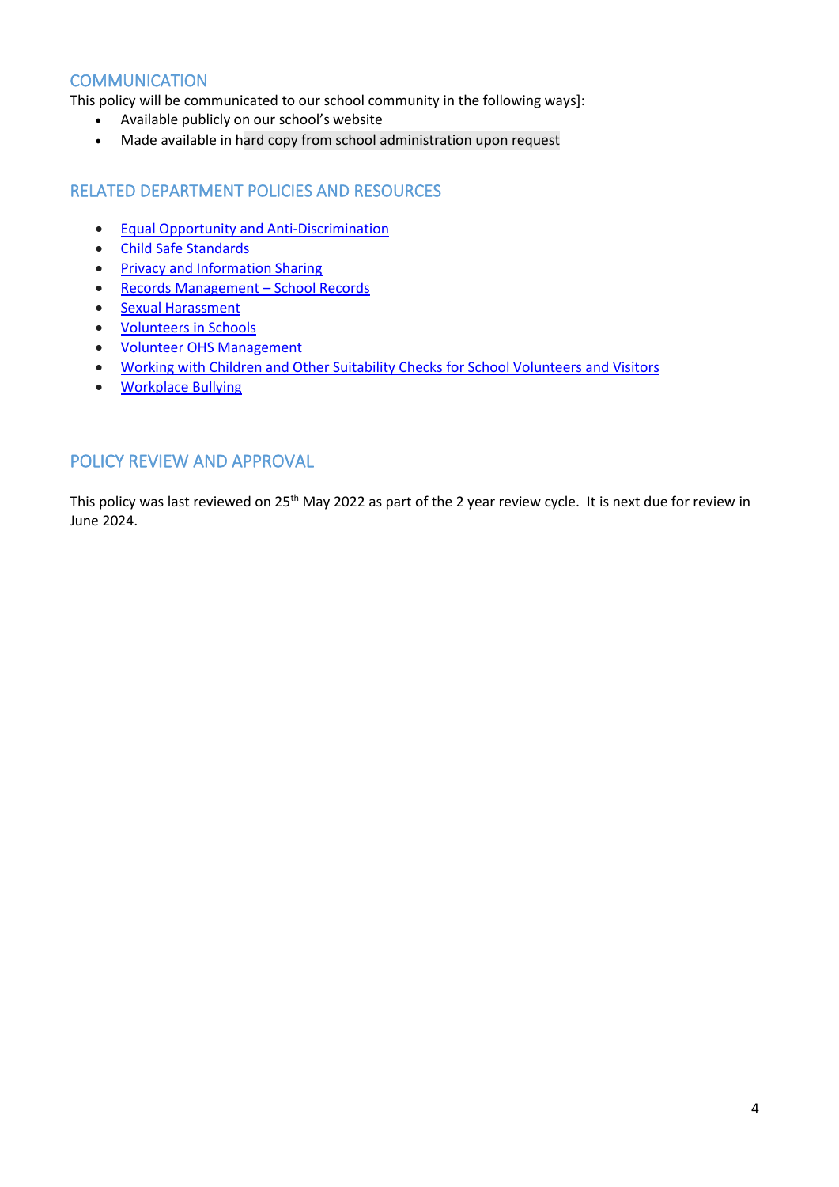## COMMUNICATION

This policy will be communicated to our school community in the following ways]:

- Available publicly on our school's website
- Made available in hard copy from school administration upon request

## RELATED DEPARTMENT POLICIES AND RESOURCES

- Equal Opportunity and Anti-Discrimination
- Child Safe Standards
- Privacy and Information Sharing
- Records Management – School Records
- Sexual Harassment
- Volunteers in Schools
- Volunteer OHS Management
- Working with Children and Other Suitability Checks for School Volunteers and Visitors
- Workplace Bullying

## POLICY REVIEW AND APPROVAL

This policy was last reviewed on 25th May 2022 as part of the 2 year review cycle. It is next due for review in June 2024.